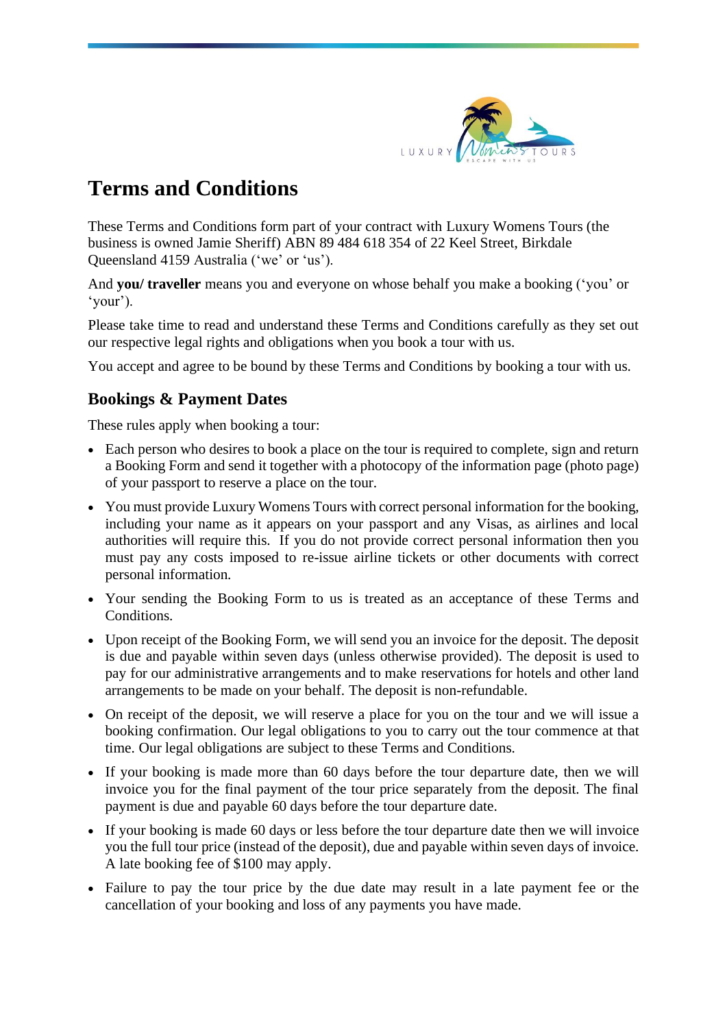# Terms and Conditions

These Terms and Conditions form part of your contract with Luxury Womens Tours (the business is owned Jamie Sheriff) ABN 89 484 618 354 of 22 Keel Street, Birkdale Queensland 4159 Australia ('we' or 'us').

And **you/ traveller** means you and everyone on whose behalf you make a booking ('you' or 'your').

Please take time to read and understand these Terms and Conditions carefully as they set out our respective legal rights and obligations when you book a tour with us.

You accept and agree to be bound by these Terms and Conditions by booking a tour with us.

## Bookings & Payment Dates

These rules apply when booking a tour:

- Each person who desires to book a place on the tour is required to complete, sign and return a Booking Form and send it together with a photocopy of the information page (photo page) of your passport to reserve a place on the tour.
- You must provide Luxury Womens Tours with correct personal information for the booking, including your name as it appears on your passport and any Visas, as airlines and local authorities will require this. If you do not provide correct personal information then you must pay any costs imposed to re-issue airline tickets or other documents with correct personal information.
- Your sending the Booking Form to us is treated as an acceptance of these Terms and Conditions.
- Upon receipt of the Booking Form, we will send you an invoice for the deposit. The deposit is due and payable within seven days (unless otherwise provided). The deposit is used to pay for our administrative arrangements and to make reservations for hotels and other land arrangements to be made on your behalf. The deposit is non-refundable.
- On receipt of the deposit, we will reserve a place for you on the tour and we will issue a booking confirmation. Our legal obligations to you to carry out the tour commence at that time. Our legal obligations are subject to these Terms and Conditions.
- If your booking is made more than 60 days before the tour departure date, then we will invoice you for the final payment of the tour price separately from the deposit. The final payment is due and payable 60 days before the tour departure date.
- If your booking is made 60 days or less before the tour departure date then we will invoice you the full tour price (instead of the deposit), due and payable within seven days of invoice. A late booking fee of $100 may apply.
- Failure to pay the tour price by the due date may result in a late payment fee or the cancellation of your booking and loss of any payments you have made.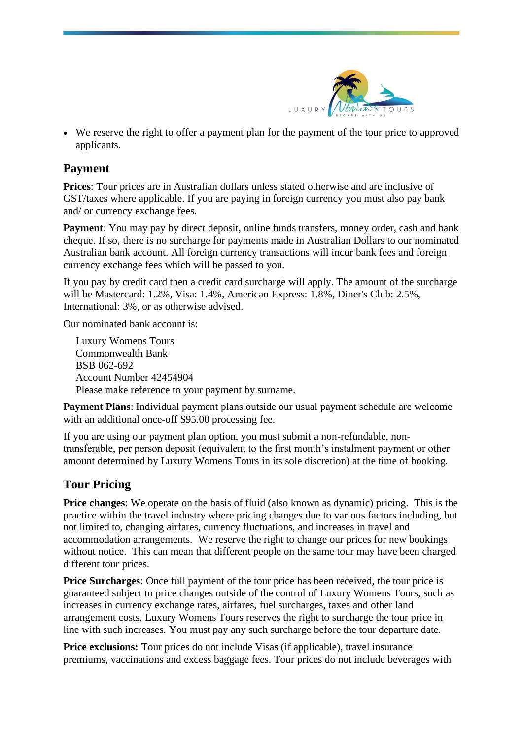- We reserve the right to offer a payment plan for the payment of the tour price to approved applicants.

## Payment

**Prices**: Tour prices are in Australian dollars unless stated otherwise and are inclusive of GST/taxes where applicable. If you are paying in foreign currency you must also pay bank and/ or currency exchange fees.

**Payment**: You may pay by direct deposit, online funds transfers, money order, cash and bank cheque. If so, there is no surcharge for payments made in Australian Dollars to our nominated Australian bank account. All foreign currency transactions will incur bank fees and foreign currency exchange fees which will be passed to you.

If you pay by credit card then a credit card surcharge will apply. The amount of the surcharge will be Mastercard: 1.2%, Visa: 1.4%, American Express: 1.8%, Diner's Club: 2.5%, International: 3%, or as otherwise advised.

Our nominated bank account is:

Luxury Womens Tours
Commonwealth Bank
BSB 062-692
Account Number 42454904
Please make reference to your payment by surname.

**Payment Plans**: Individual payment plans outside our usual payment schedule are welcome with an additional once-off $95.00 processing fee.

If you are using our payment plan option, you must submit a non-refundable, non-transferable, per person deposit (equivalent to the first month's instalment payment or other amount determined by Luxury Womens Tours in its sole discretion) at the time of booking.

## Tour Pricing

**Price changes**: We operate on the basis of fluid (also known as dynamic) pricing. This is the practice within the travel industry where pricing changes due to various factors including, but not limited to, changing airfares, currency fluctuations, and increases in travel and accommodation arrangements. We reserve the right to change our prices for new bookings without notice. This can mean that different people on the same tour may have been charged different tour prices.

**Price Surcharges**: Once full payment of the tour price has been received, the tour price is guaranteed subject to price changes outside of the control of Luxury Womens Tours, such as increases in currency exchange rates, airfares, fuel surcharges, taxes and other land arrangement costs. Luxury Womens Tours reserves the right to surcharge the tour price in line with such increases. You must pay any such surcharge before the tour departure date.

**Price exclusions:** Tour prices do not include Visas (if applicable), travel insurance premiums, vaccinations and excess baggage fees. Tour prices do not include beverages with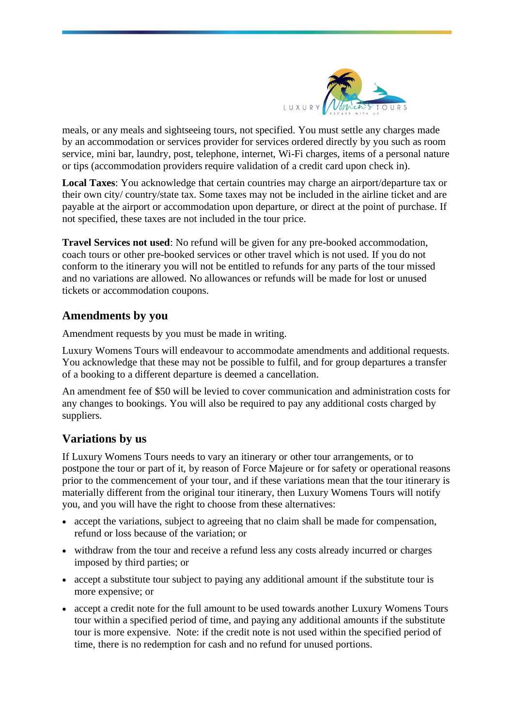meals, or any meals and sightseeing tours, not specified. You must settle any charges made by an accommodation or services provider for services ordered directly by you such as room service, mini bar, laundry, post, telephone, internet, Wi-Fi charges, items of a personal nature or tips (accommodation providers require validation of a credit card upon check in).

**Local Taxes**: You acknowledge that certain countries may charge an airport/departure tax or their own city/ country/state tax. Some taxes may not be included in the airline ticket and are payable at the airport or accommodation upon departure, or direct at the point of purchase. If not specified, these taxes are not included in the tour price.

**Travel Services not used**: No refund will be given for any pre-booked accommodation, coach tours or other pre-booked services or other travel which is not used. If you do not conform to the itinerary you will not be entitled to refunds for any parts of the tour missed and no variations are allowed. No allowances or refunds will be made for lost or unused tickets or accommodation coupons.

## Amendments by you

Amendment requests by you must be made in writing.

Luxury Womens Tours will endeavour to accommodate amendments and additional requests. You acknowledge that these may not be possible to fulfil, and for group departures a transfer of a booking to a different departure is deemed a cancellation.

An amendment fee of $50 will be levied to cover communication and administration costs for any changes to bookings. You will also be required to pay any additional costs charged by suppliers.

## Variations by us

If Luxury Womens Tours needs to vary an itinerary or other tour arrangements, or to postpone the tour or part of it, by reason of Force Majeure or for safety or operational reasons prior to the commencement of your tour, and if these variations mean that the tour itinerary is materially different from the original tour itinerary, then Luxury Womens Tours will notify you, and you will have the right to choose from these alternatives:

- accept the variations, subject to agreeing that no claim shall be made for compensation, refund or loss because of the variation; or
- withdraw from the tour and receive a refund less any costs already incurred or charges imposed by third parties; or
- accept a substitute tour subject to paying any additional amount if the substitute tour is more expensive; or
- accept a credit note for the full amount to be used towards another Luxury Womens Tours tour within a specified period of time, and paying any additional amounts if the substitute tour is more expensive. Note: if the credit note is not used within the specified period of time, there is no redemption for cash and no refund for unused portions.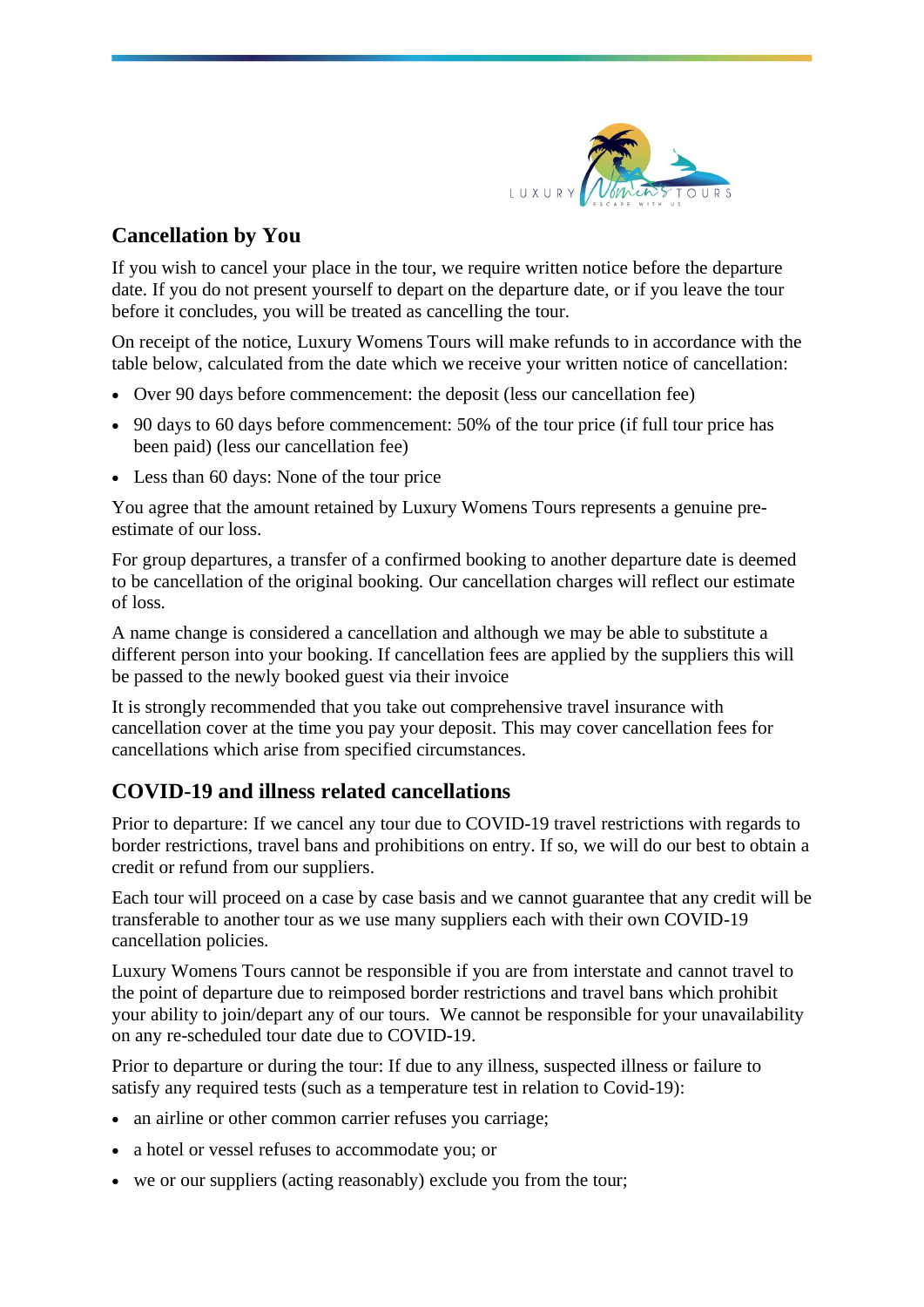## Cancellation by You

If you wish to cancel your place in the tour, we require written notice before the departure date. If you do not present yourself to depart on the departure date, or if you leave the tour before it concludes, you will be treated as cancelling the tour.

On receipt of the notice, Luxury Womens Tours will make refunds to in accordance with the table below, calculated from the date which we receive your written notice of cancellation:

- Over 90 days before commencement: the deposit (less our cancellation fee)
- 90 days to 60 days before commencement: 50% of the tour price (if full tour price has been paid) (less our cancellation fee)
- Less than 60 days: None of the tour price

You agree that the amount retained by Luxury Womens Tours represents a genuine pre-estimate of our loss.

For group departures, a transfer of a confirmed booking to another departure date is deemed to be cancellation of the original booking. Our cancellation charges will reflect our estimate of loss.

A name change is considered a cancellation and although we may be able to substitute a different person into your booking. If cancellation fees are applied by the suppliers this will be passed to the newly booked guest via their invoice

It is strongly recommended that you take out comprehensive travel insurance with cancellation cover at the time you pay your deposit. This may cover cancellation fees for cancellations which arise from specified circumstances.

## COVID-19 and illness related cancellations

Prior to departure: If we cancel any tour due to COVID-19 travel restrictions with regards to border restrictions, travel bans and prohibitions on entry. If so, we will do our best to obtain a credit or refund from our suppliers.

Each tour will proceed on a case by case basis and we cannot guarantee that any credit will be transferable to another tour as we use many suppliers each with their own COVID-19 cancellation policies.

Luxury Womens Tours cannot be responsible if you are from interstate and cannot travel to the point of departure due to reimposed border restrictions and travel bans which prohibit your ability to join/depart any of our tours. We cannot be responsible for your unavailability on any re-scheduled tour date due to COVID-19.

Prior to departure or during the tour: If due to any illness, suspected illness or failure to satisfy any required tests (such as a temperature test in relation to Covid-19):

- an airline or other common carrier refuses you carriage;
- a hotel or vessel refuses to accommodate you; or
- we or our suppliers (acting reasonably) exclude you from the tour;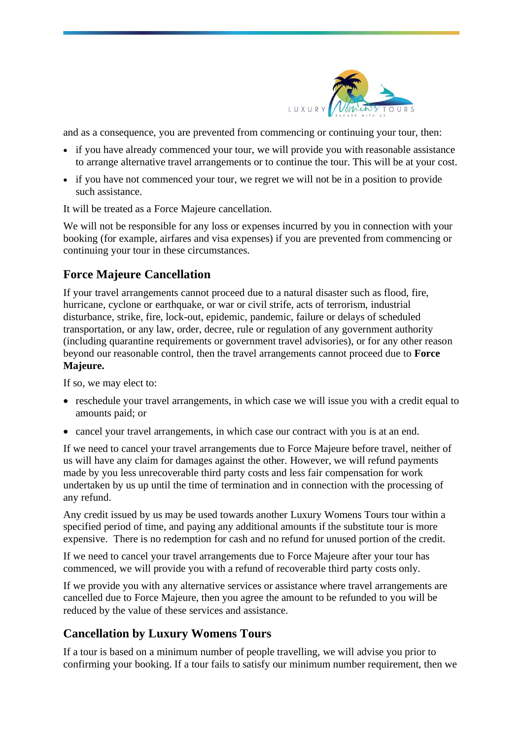and as a consequence, you are prevented from commencing or continuing your tour, then:

- if you have already commenced your tour, we will provide you with reasonable assistance to arrange alternative travel arrangements or to continue the tour. This will be at your cost.
- if you have not commenced your tour, we regret we will not be in a position to provide such assistance.

It will be treated as a Force Majeure cancellation.

We will not be responsible for any loss or expenses incurred by you in connection with your booking (for example, airfares and visa expenses) if you are prevented from commencing or continuing your tour in these circumstances.

## Force Majeure Cancellation

If your travel arrangements cannot proceed due to a natural disaster such as flood, fire, hurricane, cyclone or earthquake, or war or civil strife, acts of terrorism, industrial disturbance, strike, fire, lock-out, epidemic, pandemic, failure or delays of scheduled transportation, or any law, order, decree, rule or regulation of any government authority (including quarantine requirements or government travel advisories), or for any other reason beyond our reasonable control, then the travel arrangements cannot proceed due to **Force Majeure.**

If so, we may elect to:

- reschedule your travel arrangements, in which case we will issue you with a credit equal to amounts paid; or
- cancel your travel arrangements, in which case our contract with you is at an end.

If we need to cancel your travel arrangements due to Force Majeure before travel, neither of us will have any claim for damages against the other. However, we will refund payments made by you less unrecoverable third party costs and less fair compensation for work undertaken by us up until the time of termination and in connection with the processing of any refund.

Any credit issued by us may be used towards another Luxury Womens Tours tour within a specified period of time, and paying any additional amounts if the substitute tour is more expensive. There is no redemption for cash and no refund for unused portion of the credit.

If we need to cancel your travel arrangements due to Force Majeure after your tour has commenced, we will provide you with a refund of recoverable third party costs only.

If we provide you with any alternative services or assistance where travel arrangements are cancelled due to Force Majeure, then you agree the amount to be refunded to you will be reduced by the value of these services and assistance.

## Cancellation by Luxury Womens Tours

If a tour is based on a minimum number of people travelling, we will advise you prior to confirming your booking. If a tour fails to satisfy our minimum number requirement, then we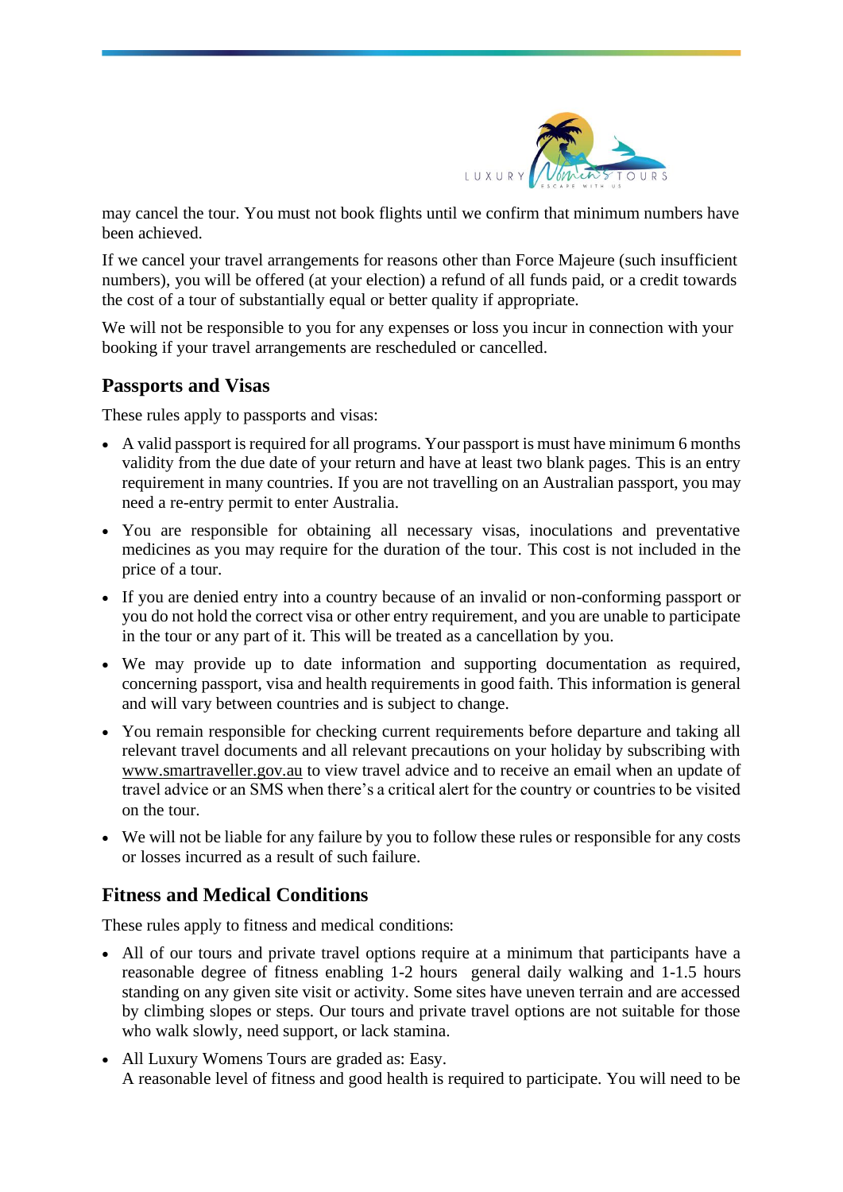may cancel the tour. You must not book flights until we confirm that minimum numbers have been achieved.

If we cancel your travel arrangements for reasons other than Force Majeure (such insufficient numbers), you will be offered (at your election) a refund of all funds paid, or a credit towards the cost of a tour of substantially equal or better quality if appropriate.

We will not be responsible to you for any expenses or loss you incur in connection with your booking if your travel arrangements are rescheduled or cancelled.

## Passports and Visas

These rules apply to passports and visas:

- A valid passport is required for all programs. Your passport is must have minimum 6 months validity from the due date of your return and have at least two blank pages. This is an entry requirement in many countries. If you are not travelling on an Australian passport, you may need a re-entry permit to enter Australia.
- You are responsible for obtaining all necessary visas, inoculations and preventative medicines as you may require for the duration of the tour. This cost is not included in the price of a tour.
- If you are denied entry into a country because of an invalid or non-conforming passport or you do not hold the correct visa or other entry requirement, and you are unable to participate in the tour or any part of it. This will be treated as a cancellation by you.
- We may provide up to date information and supporting documentation as required, concerning passport, visa and health requirements in good faith. This information is general and will vary between countries and is subject to change.
- You remain responsible for checking current requirements before departure and taking all relevant travel documents and all relevant precautions on your holiday by subscribing with www.smartraveller.gov.au to view travel advice and to receive an email when an update of travel advice or an SMS when there's a critical alert for the country or countries to be visited on the tour.
- We will not be liable for any failure by you to follow these rules or responsible for any costs or losses incurred as a result of such failure.

## Fitness and Medical Conditions

These rules apply to fitness and medical conditions:

- All of our tours and private travel options require at a minimum that participants have a reasonable degree of fitness enabling 1-2 hours general daily walking and 1-1.5 hours standing on any given site visit or activity. Some sites have uneven terrain and are accessed by climbing slopes or steps. Our tours and private travel options are not suitable for those who walk slowly, need support, or lack stamina.
- All Luxury Womens Tours are graded as: Easy.  
  A reasonable level of fitness and good health is required to participate. You will need to be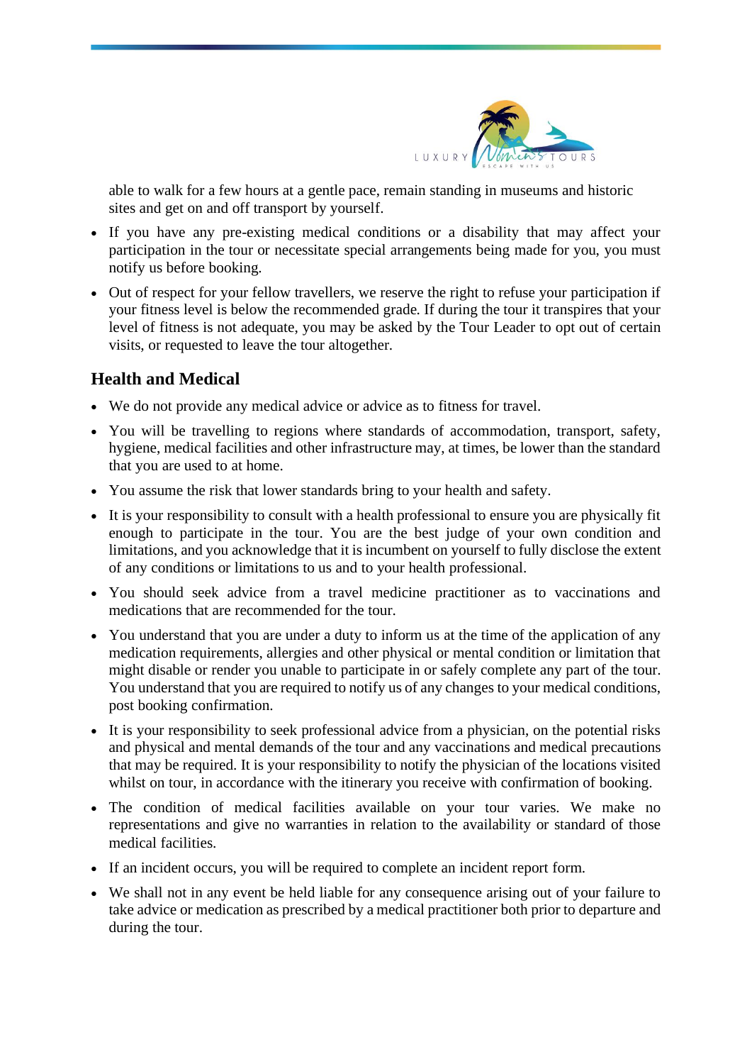able to walk for a few hours at a gentle pace, remain standing in museums and historic sites and get on and off transport by yourself.

- If you have any pre-existing medical conditions or a disability that may affect your participation in the tour or necessitate special arrangements being made for you, you must notify us before booking.
- Out of respect for your fellow travellers, we reserve the right to refuse your participation if your fitness level is below the recommended grade. If during the tour it transpires that your level of fitness is not adequate, you may be asked by the Tour Leader to opt out of certain visits, or requested to leave the tour altogether.

## Health and Medical

- We do not provide any medical advice or advice as to fitness for travel.
- You will be travelling to regions where standards of accommodation, transport, safety, hygiene, medical facilities and other infrastructure may, at times, be lower than the standard that you are used to at home.
- You assume the risk that lower standards bring to your health and safety.
- It is your responsibility to consult with a health professional to ensure you are physically fit enough to participate in the tour. You are the best judge of your own condition and limitations, and you acknowledge that it is incumbent on yourself to fully disclose the extent of any conditions or limitations to us and to your health professional.
- You should seek advice from a travel medicine practitioner as to vaccinations and medications that are recommended for the tour.
- You understand that you are under a duty to inform us at the time of the application of any medication requirements, allergies and other physical or mental condition or limitation that might disable or render you unable to participate in or safely complete any part of the tour. You understand that you are required to notify us of any changes to your medical conditions, post booking confirmation.
- It is your responsibility to seek professional advice from a physician, on the potential risks and physical and mental demands of the tour and any vaccinations and medical precautions that may be required. It is your responsibility to notify the physician of the locations visited whilst on tour, in accordance with the itinerary you receive with confirmation of booking.
- The condition of medical facilities available on your tour varies. We make no representations and give no warranties in relation to the availability or standard of those medical facilities.
- If an incident occurs, you will be required to complete an incident report form.
- We shall not in any event be held liable for any consequence arising out of your failure to take advice or medication as prescribed by a medical practitioner both prior to departure and during the tour.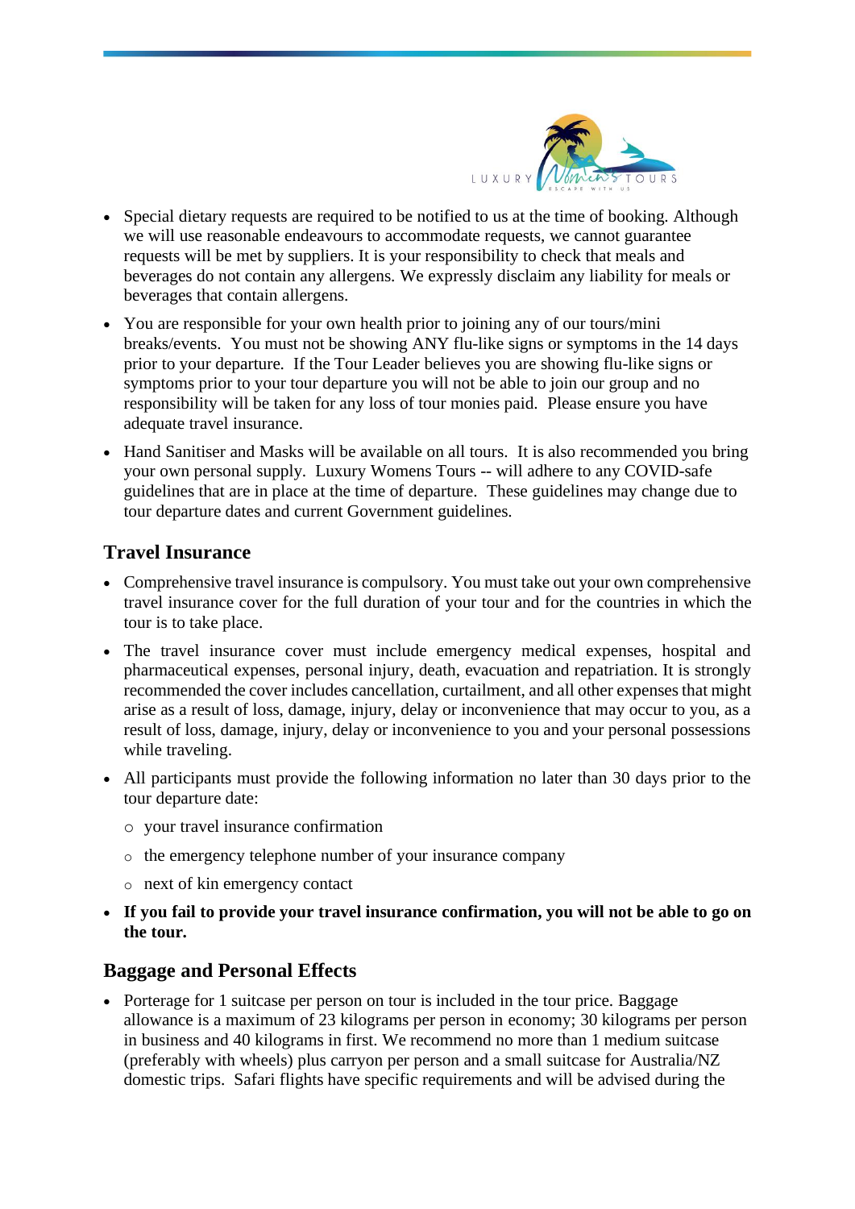- Special dietary requests are required to be notified to us at the time of booking. Although we will use reasonable endeavours to accommodate requests, we cannot guarantee requests will be met by suppliers. It is your responsibility to check that meals and beverages do not contain any allergens. We expressly disclaim any liability for meals or beverages that contain allergens.
- You are responsible for your own health prior to joining any of our tours/mini breaks/events. You must not be showing ANY flu-like signs or symptoms in the 14 days prior to your departure. If the Tour Leader believes you are showing flu-like signs or symptoms prior to your tour departure you will not be able to join our group and no responsibility will be taken for any loss of tour monies paid. Please ensure you have adequate travel insurance.
- Hand Sanitiser and Masks will be available on all tours. It is also recommended you bring your own personal supply. Luxury Womens Tours -- will adhere to any COVID-safe guidelines that are in place at the time of departure. These guidelines may change due to tour departure dates and current Government guidelines.

## Travel Insurance

- Comprehensive travel insurance is compulsory. You must take out your own comprehensive travel insurance cover for the full duration of your tour and for the countries in which the tour is to take place.
- The travel insurance cover must include emergency medical expenses, hospital and pharmaceutical expenses, personal injury, death, evacuation and repatriation. It is strongly recommended the cover includes cancellation, curtailment, and all other expenses that might arise as a result of loss, damage, injury, delay or inconvenience that may occur to you, as a result of loss, damage, injury, delay or inconvenience to you and your personal possessions while traveling.
- All participants must provide the following information no later than 30 days prior to the tour departure date:
  - your travel insurance confirmation
  - the emergency telephone number of your insurance company
  - next of kin emergency contact
- **If you fail to provide your travel insurance confirmation, you will not be able to go on the tour.**

## Baggage and Personal Effects

- Porterage for 1 suitcase per person on tour is included in the tour price. Baggage allowance is a maximum of 23 kilograms per person in economy; 30 kilograms per person in business and 40 kilograms in first. We recommend no more than 1 medium suitcase (preferably with wheels) plus carryon per person and a small suitcase for Australia/NZ domestic trips. Safari flights have specific requirements and will be advised during the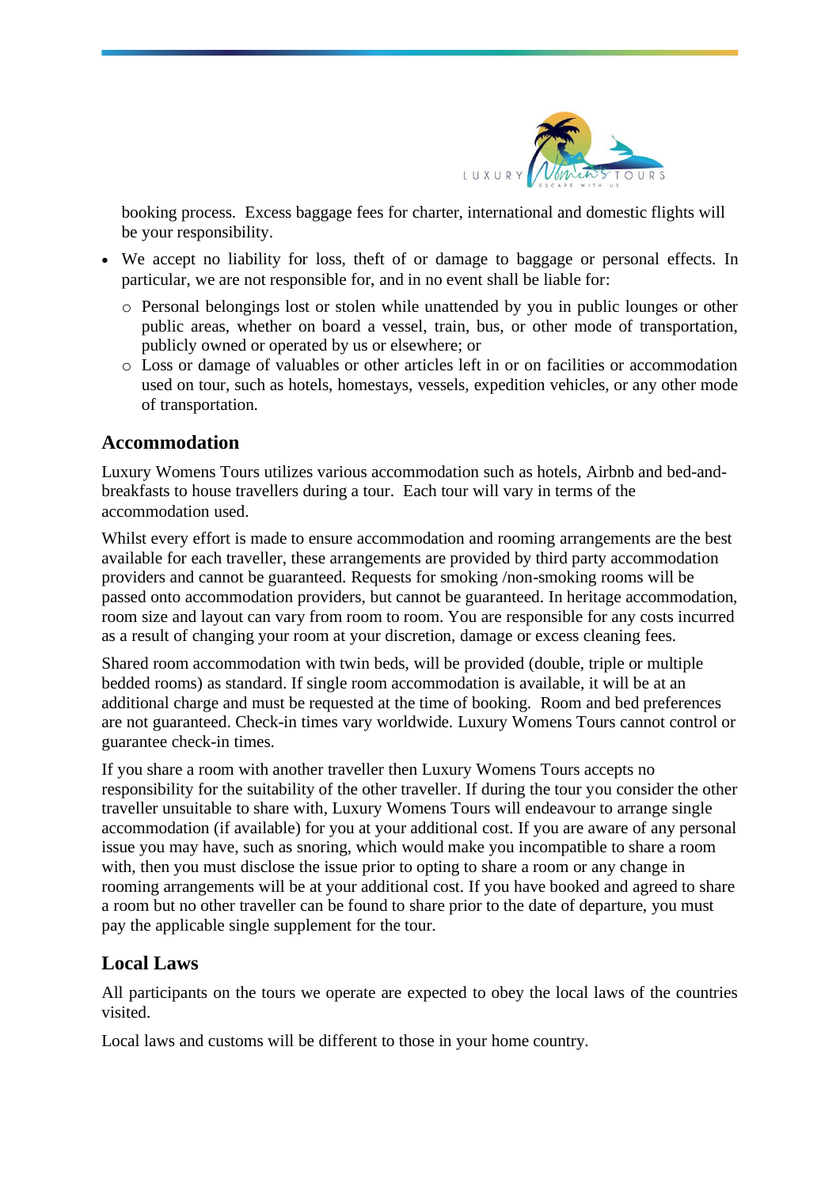booking process. Excess baggage fees for charter, international and domestic flights will be your responsibility.

- We accept no liability for loss, theft of or damage to baggage or personal effects. In particular, we are not responsible for, and in no event shall be liable for:
  - Personal belongings lost or stolen while unattended by you in public lounges or other public areas, whether on board a vessel, train, bus, or other mode of transportation, publicly owned or operated by us or elsewhere; or
  - Loss or damage of valuables or other articles left in or on facilities or accommodation used on tour, such as hotels, homestays, vessels, expedition vehicles, or any other mode of transportation.

## Accommodation

Luxury Womens Tours utilizes various accommodation such as hotels, Airbnb and bed-and-breakfasts to house travellers during a tour. Each tour will vary in terms of the accommodation used.

Whilst every effort is made to ensure accommodation and rooming arrangements are the best available for each traveller, these arrangements are provided by third party accommodation providers and cannot be guaranteed. Requests for smoking /non-smoking rooms will be passed onto accommodation providers, but cannot be guaranteed. In heritage accommodation, room size and layout can vary from room to room. You are responsible for any costs incurred as a result of changing your room at your discretion, damage or excess cleaning fees.

Shared room accommodation with twin beds, will be provided (double, triple or multiple bedded rooms) as standard. If single room accommodation is available, it will be at an additional charge and must be requested at the time of booking. Room and bed preferences are not guaranteed. Check-in times vary worldwide. Luxury Womens Tours cannot control or guarantee check-in times.

If you share a room with another traveller then Luxury Womens Tours accepts no responsibility for the suitability of the other traveller. If during the tour you consider the other traveller unsuitable to share with, Luxury Womens Tours will endeavour to arrange single accommodation (if available) for you at your additional cost. If you are aware of any personal issue you may have, such as snoring, which would make you incompatible to share a room with, then you must disclose the issue prior to opting to share a room or any change in rooming arrangements will be at your additional cost. If you have booked and agreed to share a room but no other traveller can be found to share prior to the date of departure, you must pay the applicable single supplement for the tour.

## Local Laws

All participants on the tours we operate are expected to obey the local laws of the countries visited.

Local laws and customs will be different to those in your home country.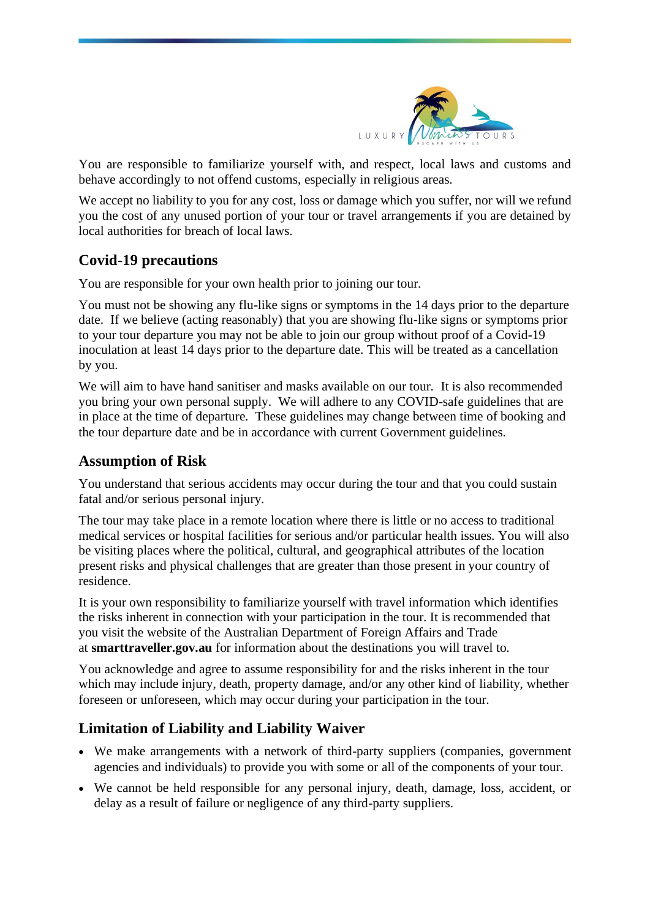You are responsible to familiarize yourself with, and respect, local laws and customs and behave accordingly to not offend customs, especially in religious areas.

We accept no liability to you for any cost, loss or damage which you suffer, nor will we refund you the cost of any unused portion of your tour or travel arrangements if you are detained by local authorities for breach of local laws.

## Covid-19 precautions

You are responsible for your own health prior to joining our tour.

You must not be showing any flu-like signs or symptoms in the 14 days prior to the departure date. If we believe (acting reasonably) that you are showing flu-like signs or symptoms prior to your tour departure you may not be able to join our group without proof of a Covid-19 inoculation at least 14 days prior to the departure date. This will be treated as a cancellation by you.

We will aim to have hand sanitiser and masks available on our tour. It is also recommended you bring your own personal supply. We will adhere to any COVID-safe guidelines that are in place at the time of departure. These guidelines may change between time of booking and the tour departure date and be in accordance with current Government guidelines.

## Assumption of Risk

You understand that serious accidents may occur during the tour and that you could sustain fatal and/or serious personal injury.

The tour may take place in a remote location where there is little or no access to traditional medical services or hospital facilities for serious and/or particular health issues. You will also be visiting places where the political, cultural, and geographical attributes of the location present risks and physical challenges that are greater than those present in your country of residence.

It is your own responsibility to familiarize yourself with travel information which identifies the risks inherent in connection with your participation in the tour. It is recommended that you visit the website of the Australian Department of Foreign Affairs and Trade at **smarttraveller.gov.au** for information about the destinations you will travel to.

You acknowledge and agree to assume responsibility for and the risks inherent in the tour which may include injury, death, property damage, and/or any other kind of liability, whether foreseen or unforeseen, which may occur during your participation in the tour.

## Limitation of Liability and Liability Waiver

- We make arrangements with a network of third-party suppliers (companies, government agencies and individuals) to provide you with some or all of the components of your tour.
- We cannot be held responsible for any personal injury, death, damage, loss, accident, or delay as a result of failure or negligence of any third-party suppliers.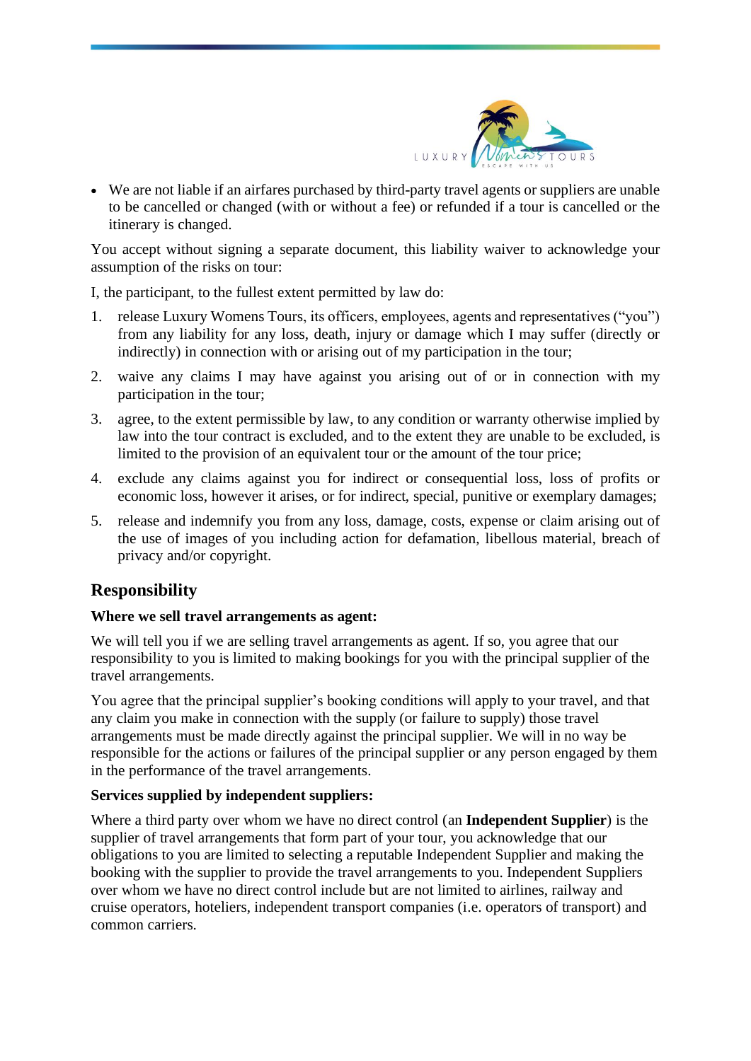- We are not liable if an airfares purchased by third-party travel agents or suppliers are unable to be cancelled or changed (with or without a fee) or refunded if a tour is cancelled or the itinerary is changed.

You accept without signing a separate document, this liability waiver to acknowledge your assumption of the risks on tour:

I, the participant, to the fullest extent permitted by law do:

1. release Luxury Womens Tours, its officers, employees, agents and representatives ("you") from any liability for any loss, death, injury or damage which I may suffer (directly or indirectly) in connection with or arising out of my participation in the tour;
2. waive any claims I may have against you arising out of or in connection with my participation in the tour;
3. agree, to the extent permissible by law, to any condition or warranty otherwise implied by law into the tour contract is excluded, and to the extent they are unable to be excluded, is limited to the provision of an equivalent tour or the amount of the tour price;
4. exclude any claims against you for indirect or consequential loss, loss of profits or economic loss, however it arises, or for indirect, special, punitive or exemplary damages;
5. release and indemnify you from any loss, damage, costs, expense or claim arising out of the use of images of you including action for defamation, libellous material, breach of privacy and/or copyright.

## Responsibility

**Where we sell travel arrangements as agent:**

We will tell you if we are selling travel arrangements as agent. If so, you agree that our responsibility to you is limited to making bookings for you with the principal supplier of the travel arrangements.

You agree that the principal supplier's booking conditions will apply to your travel, and that any claim you make in connection with the supply (or failure to supply) those travel arrangements must be made directly against the principal supplier. We will in no way be responsible for the actions or failures of the principal supplier or any person engaged by them in the performance of the travel arrangements.

**Services supplied by independent suppliers:**

Where a third party over whom we have no direct control (an **Independent Supplier**) is the supplier of travel arrangements that form part of your tour, you acknowledge that our obligations to you are limited to selecting a reputable Independent Supplier and making the booking with the supplier to provide the travel arrangements to you. Independent Suppliers over whom we have no direct control include but are not limited to airlines, railway and cruise operators, hoteliers, independent transport companies (i.e. operators of transport) and common carriers.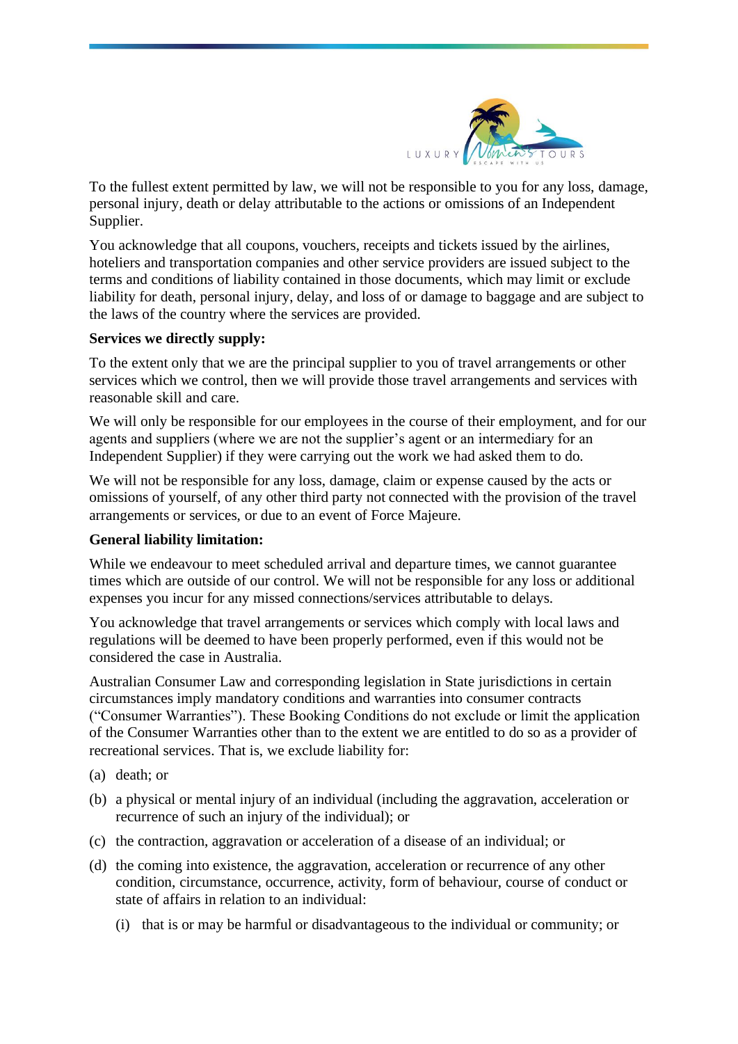To the fullest extent permitted by law, we will not be responsible to you for any loss, damage, personal injury, death or delay attributable to the actions or omissions of an Independent Supplier.

You acknowledge that all coupons, vouchers, receipts and tickets issued by the airlines, hoteliers and transportation companies and other service providers are issued subject to the terms and conditions of liability contained in those documents, which may limit or exclude liability for death, personal injury, delay, and loss of or damage to baggage and are subject to the laws of the country where the services are provided.

**Services we directly supply:**

To the extent only that we are the principal supplier to you of travel arrangements or other services which we control, then we will provide those travel arrangements and services with reasonable skill and care.

We will only be responsible for our employees in the course of their employment, and for our agents and suppliers (where we are not the supplier's agent or an intermediary for an Independent Supplier) if they were carrying out the work we had asked them to do.

We will not be responsible for any loss, damage, claim or expense caused by the acts or omissions of yourself, of any other third party not connected with the provision of the travel arrangements or services, or due to an event of Force Majeure.

**General liability limitation:**

While we endeavour to meet scheduled arrival and departure times, we cannot guarantee times which are outside of our control. We will not be responsible for any loss or additional expenses you incur for any missed connections/services attributable to delays.

You acknowledge that travel arrangements or services which comply with local laws and regulations will be deemed to have been properly performed, even if this would not be considered the case in Australia.

Australian Consumer Law and corresponding legislation in State jurisdictions in certain circumstances imply mandatory conditions and warranties into consumer contracts ("Consumer Warranties"). These Booking Conditions do not exclude or limit the application of the Consumer Warranties other than to the extent we are entitled to do so as a provider of recreational services. That is, we exclude liability for:

(a) death; or

(b) a physical or mental injury of an individual (including the aggravation, acceleration or recurrence of such an injury of the individual); or

(c) the contraction, aggravation or acceleration of a disease of an individual; or

(d) the coming into existence, the aggravation, acceleration or recurrence of any other condition, circumstance, occurrence, activity, form of behaviour, course of conduct or state of affairs in relation to an individual:

   (i) that is or may be harmful or disadvantageous to the individual or community; or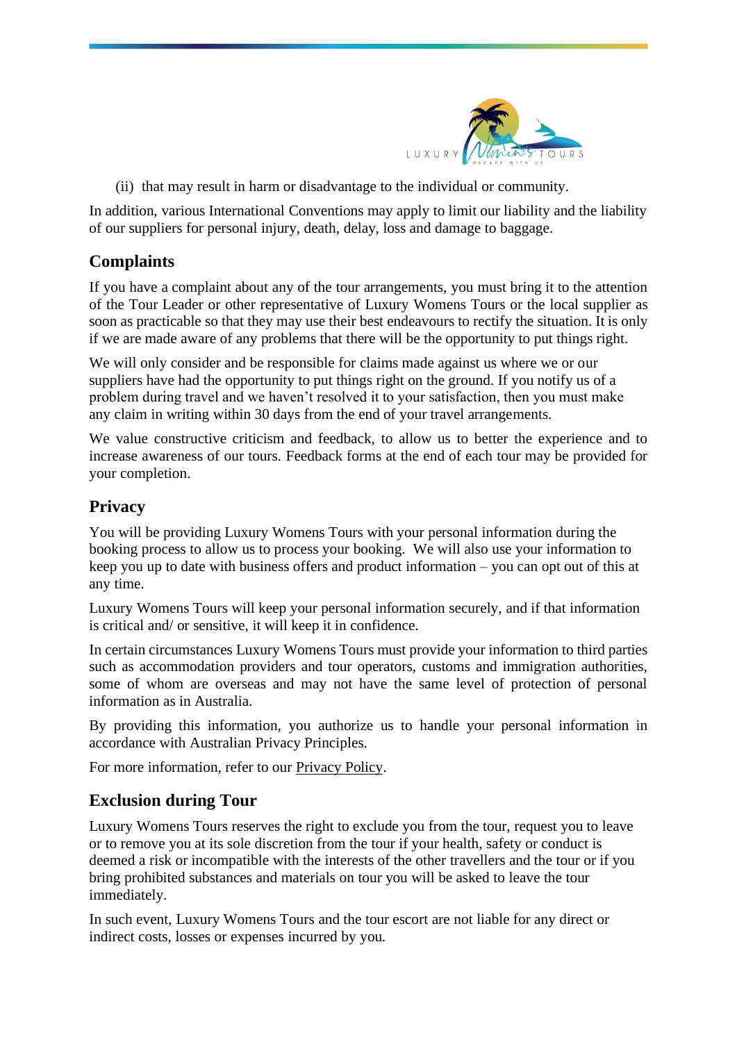(ii) that may result in harm or disadvantage to the individual or community.

In addition, various International Conventions may apply to limit our liability and the liability of our suppliers for personal injury, death, delay, loss and damage to baggage.

## Complaints

If you have a complaint about any of the tour arrangements, you must bring it to the attention of the Tour Leader or other representative of Luxury Womens Tours or the local supplier as soon as practicable so that they may use their best endeavours to rectify the situation. It is only if we are made aware of any problems that there will be the opportunity to put things right.

We will only consider and be responsible for claims made against us where we or our suppliers have had the opportunity to put things right on the ground. If you notify us of a problem during travel and we haven't resolved it to your satisfaction, then you must make any claim in writing within 30 days from the end of your travel arrangements.

We value constructive criticism and feedback, to allow us to better the experience and to increase awareness of our tours. Feedback forms at the end of each tour may be provided for your completion.

## Privacy

You will be providing Luxury Womens Tours with your personal information during the booking process to allow us to process your booking. We will also use your information to keep you up to date with business offers and product information – you can opt out of this at any time.

Luxury Womens Tours will keep your personal information securely, and if that information is critical and/ or sensitive, it will keep it in confidence.

In certain circumstances Luxury Womens Tours must provide your information to third parties such as accommodation providers and tour operators, customs and immigration authorities, some of whom are overseas and may not have the same level of protection of personal information as in Australia.

By providing this information, you authorize us to handle your personal information in accordance with Australian Privacy Principles.

For more information, refer to our Privacy Policy.

## Exclusion during Tour

Luxury Womens Tours reserves the right to exclude you from the tour, request you to leave or to remove you at its sole discretion from the tour if your health, safety or conduct is deemed a risk or incompatible with the interests of the other travellers and the tour or if you bring prohibited substances and materials on tour you will be asked to leave the tour immediately.

In such event, Luxury Womens Tours and the tour escort are not liable for any direct or indirect costs, losses or expenses incurred by you.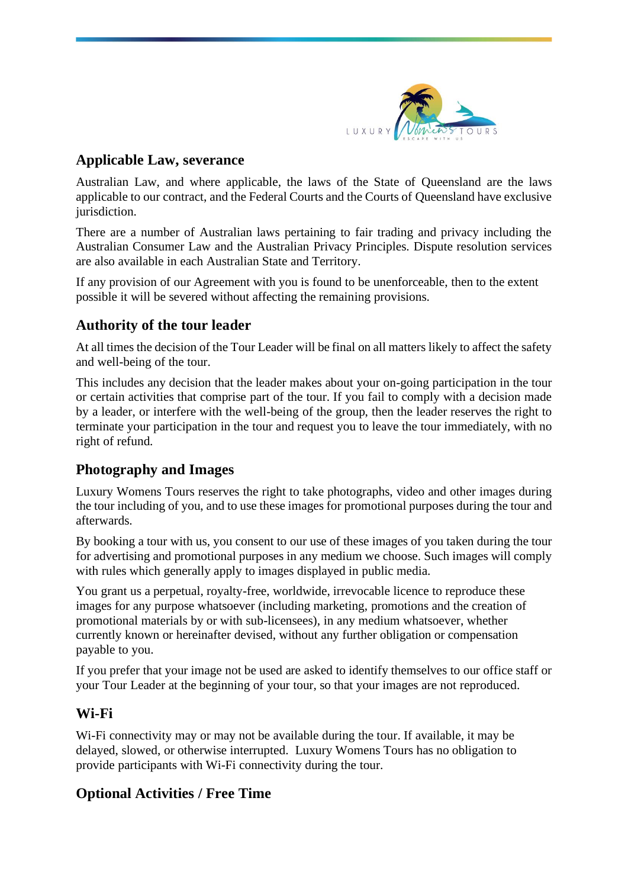## Applicable Law, severance

Australian Law, and where applicable, the laws of the State of Queensland are the laws applicable to our contract, and the Federal Courts and the Courts of Queensland have exclusive jurisdiction.

There are a number of Australian laws pertaining to fair trading and privacy including the Australian Consumer Law and the Australian Privacy Principles. Dispute resolution services are also available in each Australian State and Territory.

If any provision of our Agreement with you is found to be unenforceable, then to the extent possible it will be severed without affecting the remaining provisions.

## Authority of the tour leader

At all times the decision of the Tour Leader will be final on all matters likely to affect the safety and well-being of the tour.

This includes any decision that the leader makes about your on-going participation in the tour or certain activities that comprise part of the tour. If you fail to comply with a decision made by a leader, or interfere with the well-being of the group, then the leader reserves the right to terminate your participation in the tour and request you to leave the tour immediately, with no right of refund.

## Photography and Images

Luxury Womens Tours reserves the right to take photographs, video and other images during the tour including of you, and to use these images for promotional purposes during the tour and afterwards.

By booking a tour with us, you consent to our use of these images of you taken during the tour for advertising and promotional purposes in any medium we choose. Such images will comply with rules which generally apply to images displayed in public media.

You grant us a perpetual, royalty-free, worldwide, irrevocable licence to reproduce these images for any purpose whatsoever (including marketing, promotions and the creation of promotional materials by or with sub-licensees), in any medium whatsoever, whether currently known or hereinafter devised, without any further obligation or compensation payable to you.

If you prefer that your image not be used are asked to identify themselves to our office staff or your Tour Leader at the beginning of your tour, so that your images are not reproduced.

## Wi-Fi

Wi-Fi connectivity may or may not be available during the tour. If available, it may be delayed, slowed, or otherwise interrupted. Luxury Womens Tours has no obligation to provide participants with Wi-Fi connectivity during the tour.

## Optional Activities / Free Time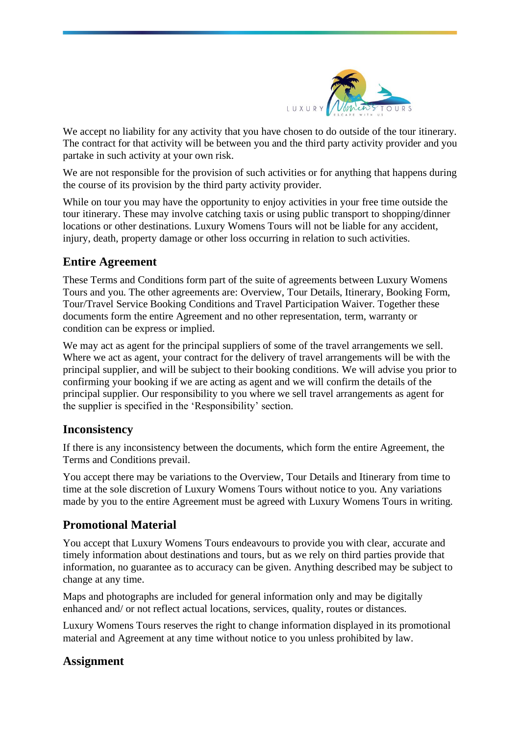We accept no liability for any activity that you have chosen to do outside of the tour itinerary. The contract for that activity will be between you and the third party activity provider and you partake in such activity at your own risk.

We are not responsible for the provision of such activities or for anything that happens during the course of its provision by the third party activity provider.

While on tour you may have the opportunity to enjoy activities in your free time outside the tour itinerary. These may involve catching taxis or using public transport to shopping/dinner locations or other destinations. Luxury Womens Tours will not be liable for any accident, injury, death, property damage or other loss occurring in relation to such activities.

## Entire Agreement

These Terms and Conditions form part of the suite of agreements between Luxury Womens Tours and you. The other agreements are: Overview, Tour Details, Itinerary, Booking Form, Tour/Travel Service Booking Conditions and Travel Participation Waiver. Together these documents form the entire Agreement and no other representation, term, warranty or condition can be express or implied.

We may act as agent for the principal suppliers of some of the travel arrangements we sell. Where we act as agent, your contract for the delivery of travel arrangements will be with the principal supplier, and will be subject to their booking conditions. We will advise you prior to confirming your booking if we are acting as agent and we will confirm the details of the principal supplier. Our responsibility to you where we sell travel arrangements as agent for the supplier is specified in the 'Responsibility' section.

## Inconsistency

If there is any inconsistency between the documents, which form the entire Agreement, the Terms and Conditions prevail.

You accept there may be variations to the Overview, Tour Details and Itinerary from time to time at the sole discretion of Luxury Womens Tours without notice to you. Any variations made by you to the entire Agreement must be agreed with Luxury Womens Tours in writing.

## Promotional Material

You accept that Luxury Womens Tours endeavours to provide you with clear, accurate and timely information about destinations and tours, but as we rely on third parties provide that information, no guarantee as to accuracy can be given. Anything described may be subject to change at any time.

Maps and photographs are included for general information only and may be digitally enhanced and/ or not reflect actual locations, services, quality, routes or distances.

Luxury Womens Tours reserves the right to change information displayed in its promotional material and Agreement at any time without notice to you unless prohibited by law.

## Assignment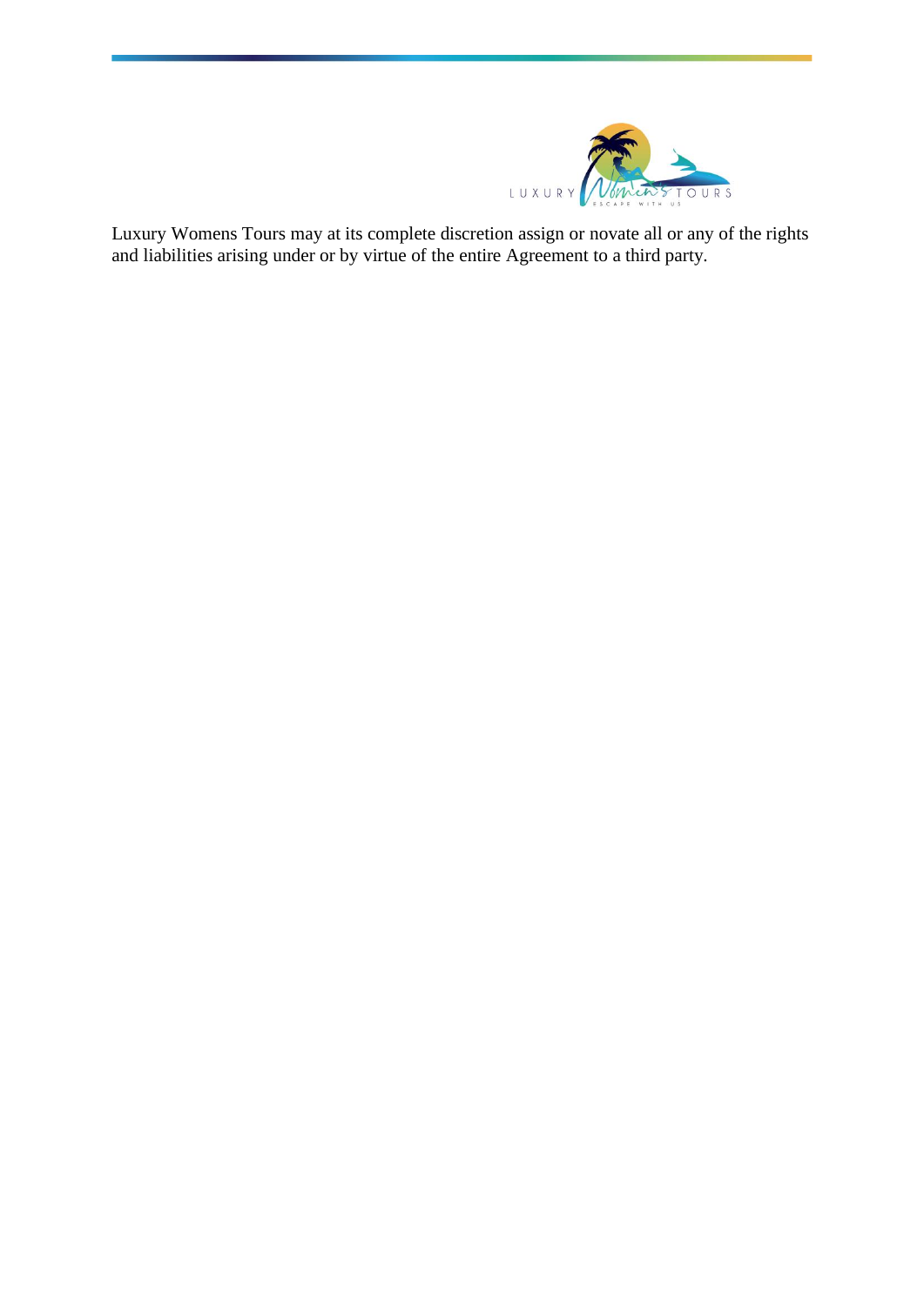Luxury Womens Tours may at its complete discretion assign or novate all or any of the rights and liabilities arising under or by virtue of the entire Agreement to a third party.